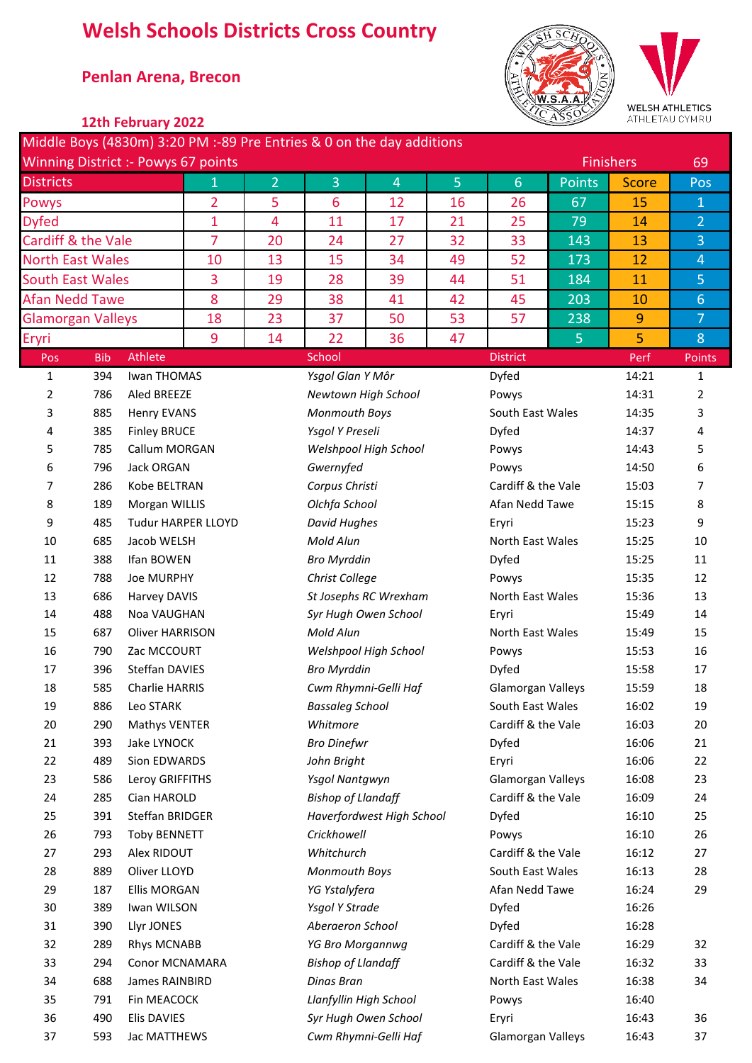# Welsh Schools Districts Cross Country

## Penlan Arena, Brecon

### 12th February 2022

Middle Boys (4830m) 3:20 PM :-89 Pre Entries & 0 on the day additions

Winning District :- Powys 67 points

Finishers 69

| Districts | 1 | 2 | 3 | 4 | 5 | 6 | Points | Score | Pos |
|---|---|---|---|---|---|---|---|---|---|
| Powys | 2 | 5 | 6 | 12 | 16 | 26 | 67 | 15 | 1 |
| Dyfed | 1 | 4 | 11 | 17 | 21 | 25 | 79 | 14 | 2 |
| Cardiff & the Vale | 7 | 20 | 24 | 27 | 32 | 33 | 143 | 13 | 3 |
| North East Wales | 10 | 13 | 15 | 34 | 49 | 52 | 173 | 12 | 4 |
| South East Wales | 3 | 19 | 28 | 39 | 44 | 51 | 184 | 11 | 5 |
| Afan Nedd Tawe | 8 | 29 | 38 | 41 | 42 | 45 | 203 | 10 | 6 |
| Glamorgan Valleys | 18 | 23 | 37 | 50 | 53 | 57 | 238 | 9 | 7 |
| Eryri | 9 | 14 | 22 | 36 | 47 | | 5 | 5 | 8 |

| Pos | Bib | Athlete | School | District | Perf | Points |
|---|---|---|---|---|---|---|
| 1 | 394 | Iwan THOMAS | *Ysgol Glan Y Môr* | Dyfed | 14:21 | 1 |
| 2 | 786 | Aled BREEZE | *Newtown High School* | Powys | 14:31 | 2 |
| 3 | 885 | Henry EVANS | *Monmouth Boys* | South East Wales | 14:35 | 3 |
| 4 | 385 | Finley BRUCE | *Ysgol Y Preseli* | Dyfed | 14:37 | 4 |
| 5 | 785 | Callum MORGAN | *Welshpool High School* | Powys | 14:43 | 5 |
| 6 | 796 | Jack ORGAN | *Gwernyfed* | Powys | 14:50 | 6 |
| 7 | 286 | Kobe BELTRAN | *Corpus Christi* | Cardiff & the Vale | 15:03 | 7 |
| 8 | 189 | Morgan WILLIS | *Olchfa School* | Afan Nedd Tawe | 15:15 | 8 |
| 9 | 485 | Tudur HARPER LLOYD | *David Hughes* | Eryri | 15:23 | 9 |
| 10 | 685 | Jacob WELSH | *Mold Alun* | North East Wales | 15:25 | 10 |
| 11 | 388 | Ifan BOWEN | *Bro Myrddin* | Dyfed | 15:25 | 11 |
| 12 | 788 | Joe MURPHY | *Christ College* | Powys | 15:35 | 12 |
| 13 | 686 | Harvey DAVIS | *St Josephs RC Wrexham* | North East Wales | 15:36 | 13 |
| 14 | 488 | Noa VAUGHAN | *Syr Hugh Owen School* | Eryri | 15:49 | 14 |
| 15 | 687 | Oliver HARRISON | *Mold Alun* | North East Wales | 15:49 | 15 |
| 16 | 790 | Zac MCCOURT | *Welshpool High School* | Powys | 15:53 | 16 |
| 17 | 396 | Steffan DAVIES | *Bro Myrddin* | Dyfed | 15:58 | 17 |
| 18 | 585 | Charlie HARRIS | *Cwm Rhymni-Gelli Haf* | Glamorgan Valleys | 15:59 | 18 |
| 19 | 886 | Leo STARK | *Bassaleg School* | South East Wales | 16:02 | 19 |
| 20 | 290 | Mathys VENTER | *Whitmore* | Cardiff & the Vale | 16:03 | 20 |
| 21 | 393 | Jake LYNOCK | *Bro Dinefwr* | Dyfed | 16:06 | 21 |
| 22 | 489 | Sion EDWARDS | *John Bright* | Eryri | 16:06 | 22 |
| 23 | 586 | Leroy GRIFFITHS | *Ysgol Nantgwyn* | Glamorgan Valleys | 16:08 | 23 |
| 24 | 285 | Cian HAROLD | *Bishop of Llandaff* | Cardiff & the Vale | 16:09 | 24 |
| 25 | 391 | Steffan BRIDGER | *Haverfordwest High School* | Dyfed | 16:10 | 25 |
| 26 | 793 | Toby BENNETT | *Crickhowell* | Powys | 16:10 | 26 |
| 27 | 293 | Alex RIDOUT | *Whitchurch* | Cardiff & the Vale | 16:12 | 27 |
| 28 | 889 | Oliver LLOYD | *Monmouth Boys* | South East Wales | 16:13 | 28 |
| 29 | 187 | Ellis MORGAN | *YG Ystalyfera* | Afan Nedd Tawe | 16:24 | 29 |
| 30 | 389 | Iwan WILSON | *Ysgol Y Strade* | Dyfed | 16:26 | |
| 31 | 390 | Llyr JONES | *Aberaeron School* | Dyfed | 16:28 | |
| 32 | 289 | Rhys MCNABB | *YG Bro Morgannwg* | Cardiff & the Vale | 16:29 | 32 |
| 33 | 294 | Conor MCNAMARA | *Bishop of Llandaff* | Cardiff & the Vale | 16:32 | 33 |
| 34 | 688 | James RAINBIRD | *Dinas Bran* | North East Wales | 16:38 | 34 |
| 35 | 791 | Fin MEACOCK | *Llanfyllin High School* | Powys | 16:40 | |
| 36 | 490 | Elis DAVIES | *Syr Hugh Owen School* | Eryri | 16:43 | 36 |
| 37 | 593 | Jac MATTHEWS | *Cwm Rhymni-Gelli Haf* | Glamorgan Valleys | 16:43 | 37 |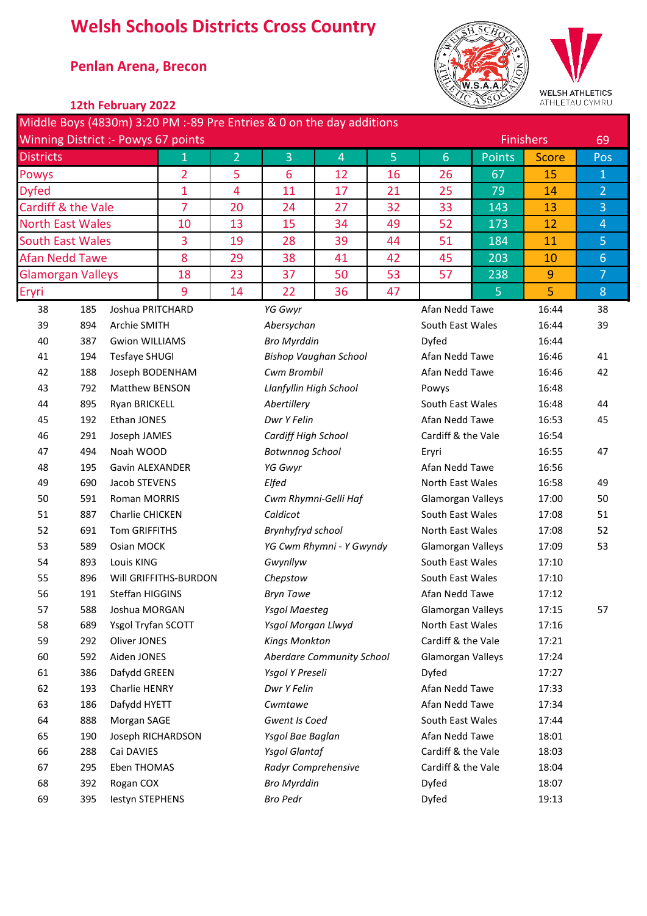# Welsh Schools Districts Cross Country

## Penlan Arena, Brecon

**12th February 2022**

Middle Boys (4830m) 3:20 PM :-89 Pre Entries & 0 on the day additions

Winning District :- Powys 67 points — Finishers 69

| Districts | 1 | 2 | 3 | 4 | 5 | 6 | Points | Score | Pos |
|---|---|---|---|---|---|---|---|---|---|
| Powys | 2 | 5 | 6 | 12 | 16 | 26 | 67 | 15 | 1 |
| Dyfed | 1 | 4 | 11 | 17 | 21 | 25 | 79 | 14 | 2 |
| Cardiff & the Vale | 7 | 20 | 24 | 27 | 32 | 33 | 143 | 13 | 3 |
| North East Wales | 10 | 13 | 15 | 34 | 49 | 52 | 173 | 12 | 4 |
| South East Wales | 3 | 19 | 28 | 39 | 44 | 51 | 184 | 11 | 5 |
| Afan Nedd Tawe | 8 | 29 | 38 | 41 | 42 | 45 | 203 | 10 | 6 |
| Glamorgan Valleys | 18 | 23 | 37 | 50 | 53 | 57 | 238 | 9 | 7 |
| Eryri | 9 | 14 | 22 | 36 | 47 | | 5 | 5 | 8 |

| | | | | | | |
|---|---|---|---|---|---|---|
| 38 | 185 | Joshua PRITCHARD | *YG Gwyr* | Afan Nedd Tawe | 16:44 | 38 |
| 39 | 894 | Archie SMITH | *Abersychan* | South East Wales | 16:44 | 39 |
| 40 | 387 | Gwion WILLIAMS | *Bro Myrddin* | Dyfed | 16:44 | |
| 41 | 194 | Tesfaye SHUGI | *Bishop Vaughan School* | Afan Nedd Tawe | 16:46 | 41 |
| 42 | 188 | Joseph BODENHAM | *Cwm Brombil* | Afan Nedd Tawe | 16:46 | 42 |
| 43 | 792 | Matthew BENSON | *Llanfyllin High School* | Powys | 16:48 | |
| 44 | 895 | Ryan BRICKELL | *Abertillery* | South East Wales | 16:48 | 44 |
| 45 | 192 | Ethan JONES | *Dwr Y Felin* | Afan Nedd Tawe | 16:53 | 45 |
| 46 | 291 | Joseph JAMES | *Cardiff High School* | Cardiff & the Vale | 16:54 | |
| 47 | 494 | Noah WOOD | *Botwnnog School* | Eryri | 16:55 | 47 |
| 48 | 195 | Gavin ALEXANDER | *YG Gwyr* | Afan Nedd Tawe | 16:56 | |
| 49 | 690 | Jacob STEVENS | *Elfed* | North East Wales | 16:58 | 49 |
| 50 | 591 | Roman MORRIS | *Cwm Rhymni-Gelli Haf* | Glamorgan Valleys | 17:00 | 50 |
| 51 | 887 | Charlie CHICKEN | *Caldicot* | South East Wales | 17:08 | 51 |
| 52 | 691 | Tom GRIFFITHS | *Brynhyfryd school* | North East Wales | 17:08 | 52 |
| 53 | 589 | Osian MOCK | *YG Cwm Rhymni - Y Gwyndy* | Glamorgan Valleys | 17:09 | 53 |
| 54 | 893 | Louis KING | *Gwynllyw* | South East Wales | 17:10 | |
| 55 | 896 | Will GRIFFITHS-BURDON | *Chepstow* | South East Wales | 17:10 | |
| 56 | 191 | Steffan HIGGINS | *Bryn Tawe* | Afan Nedd Tawe | 17:12 | |
| 57 | 588 | Joshua MORGAN | *Ysgol Maesteg* | Glamorgan Valleys | 17:15 | 57 |
| 58 | 689 | Ysgol Tryfan SCOTT | *Ysgol Morgan Llwyd* | North East Wales | 17:16 | |
| 59 | 292 | Oliver JONES | *Kings Monkton* | Cardiff & the Vale | 17:21 | |
| 60 | 592 | Aiden JONES | *Aberdare Community School* | Glamorgan Valleys | 17:24 | |
| 61 | 386 | Dafydd GREEN | *Ysgol Y Preseli* | Dyfed | 17:27 | |
| 62 | 193 | Charlie HENRY | *Dwr Y Felin* | Afan Nedd Tawe | 17:33 | |
| 63 | 186 | Dafydd HYETT | *Cwmtawe* | Afan Nedd Tawe | 17:34 | |
| 64 | 888 | Morgan SAGE | *Gwent Is Coed* | South East Wales | 17:44 | |
| 65 | 190 | Joseph RICHARDSON | *Ysgol Bae Baglan* | Afan Nedd Tawe | 18:01 | |
| 66 | 288 | Cai DAVIES | *Ysgol Glantaf* | Cardiff & the Vale | 18:03 | |
| 67 | 295 | Eben THOMAS | *Radyr Comprehensive* | Cardiff & the Vale | 18:04 | |
| 68 | 392 | Rogan COX | *Bro Myrddin* | Dyfed | 18:07 | |
| 69 | 395 | Iestyn STEPHENS | *Bro Pedr* | Dyfed | 19:13 | |